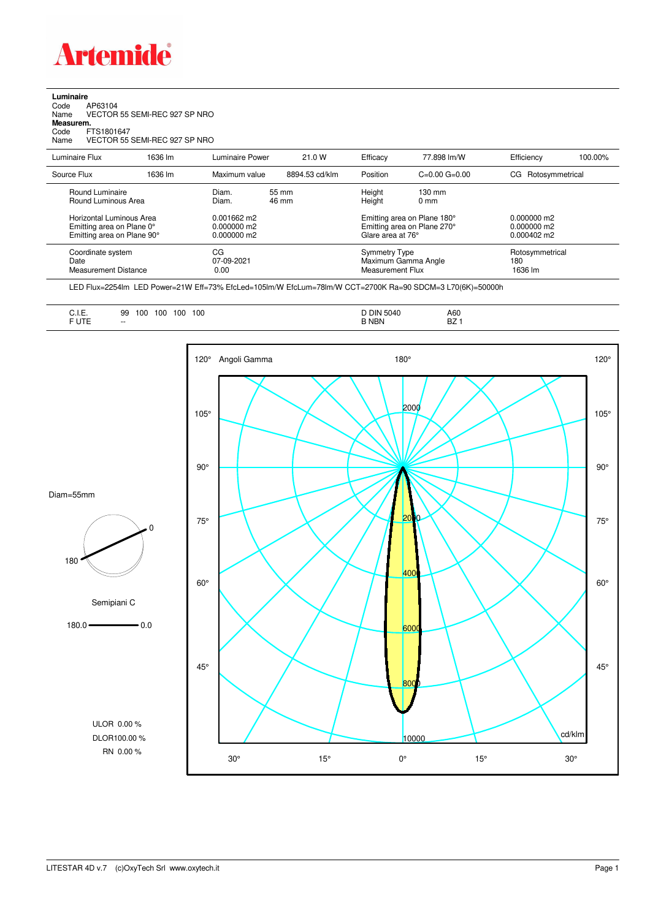# Artemide

**Luminaire**

Code AP63104
Name VECTOR 55 SEMI-REC 927 SP NRO

**Measurem.**

Code FTS1801647
Name VECTOR 55 SEMI-REC 927 SP NRO

| Luminaire Flux | 1636 lm | Luminaire Power | 21.0 W | Efficacy | 77.898 lm/W | Efficiency | 100.00% |
|---|---|---|---|---|---|---|---|
| Source Flux | 1636 lm | Maximum value | 8894.53 cd/klm | Position | C=0.00 G=0.00 | CG Rotosymmetrical | |

| | | | | |
|---|---|---|---|---|
| Round Luminaire | Diam. 55 mm | Height 130 mm | | |
| Round Luminous Area | Diam. 46 mm | Height 0 mm | | |
| Horizontal Luminous Area | 0.001662 m2 | Emitting area on Plane 180° | 0.000000 m2 | |
| Emitting area on Plane 0° | 0.000000 m2 | Emitting area on Plane 270° | 0.000000 m2 | |
| Emitting area on Plane 90° | 0.000000 m2 | Glare area at 76° | 0.000402 m2 | |
| Coordinate system | CG | Symmetry Type | Rotosymmetrical | |
| Date | 07-09-2021 | Maximum Gamma Angle | 180 | |
| Measurement Distance | 0.00 | Measurement Flux | 1636 lm | |

LED Flux=2254lm LED Power=21W Eff=73% EfcLed=105lm/W EfcLum=78lm/W CCT=2700K Ra=90 SDCM=3 L70(6K)=50000h

| | | | |
|---|---|---|---|
| C.I.E. | 99 100 100 100 100 | D DIN 5040 | A60 |
| F UTE | -- | B NBN | BZ 1 |

Diam=55mm

Semipiani C

180.0 — 0.0

ULOR 0.00 %
DLOR100.00 %
RN 0.00 %

Angoli Gamma

cd/klm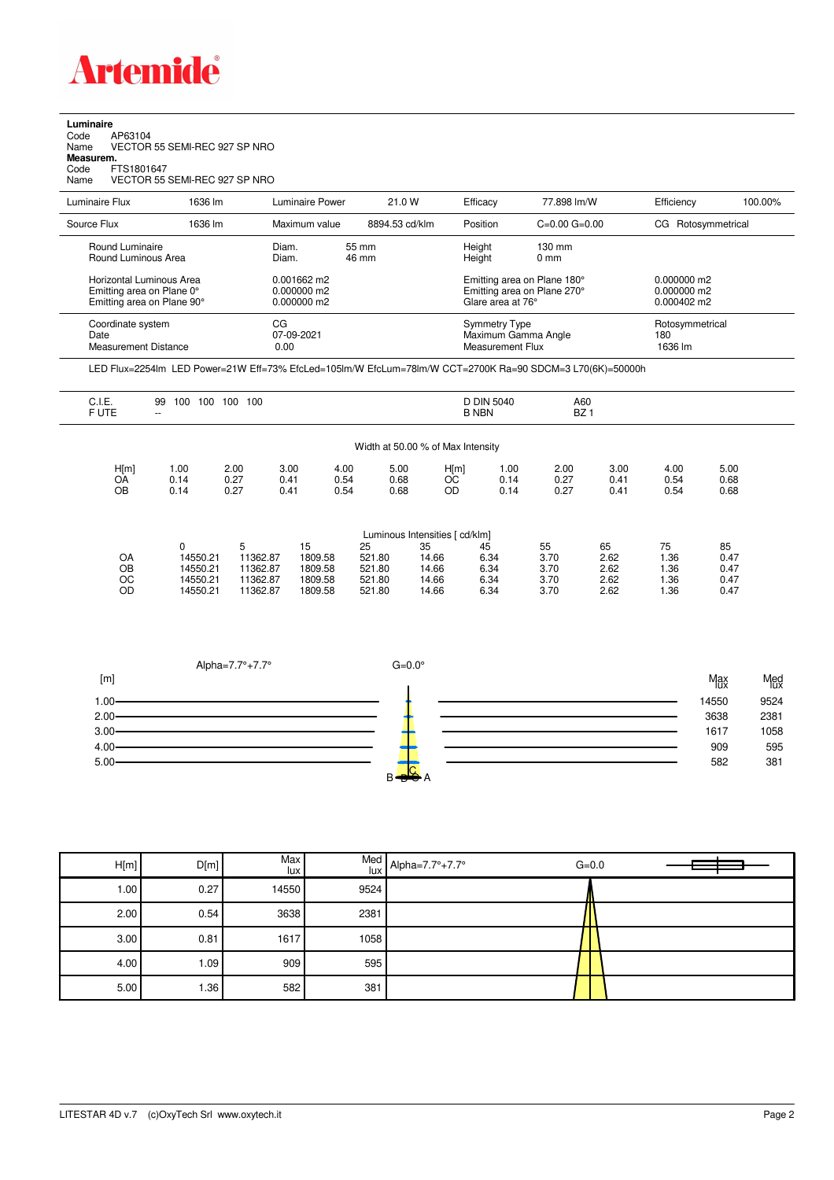**Artemide**

**Luminaire**
Code AP63104
Name VECTOR 55 SEMI-REC 927 SP NRO
**Measurem.**
Code FTS1801647
Name VECTOR 55 SEMI-REC 927 SP NRO

| | | | | | | | |
|---|---|---|---|---|---|---|---|
| Luminaire Flux | 1636 lm | Luminaire Power | 21.0 W | Efficacy | 77.898 lm/W | Efficiency | 100.00% |
| Source Flux | 1636 lm | Maximum value | 8894.53 cd/klm | Position | C=0.00 G=0.00 | CG Rotosymmetrical | |

| | | | | | |
|---|---|---|---|---|---|
| Round Luminaire | Diam. | 55 mm | Height | 130 mm | |
| Round Luminous Area | Diam. | 46 mm | Height | 0 mm | |
| Horizontal Luminous Area | 0.001662 m2 | | Emitting area on Plane 180° | | 0.000000 m2 |
| Emitting area on Plane 0° | 0.000000 m2 | | Emitting area on Plane 270° | | 0.000000 m2 |
| Emitting area on Plane 90° | 0.000000 m2 | | Glare area at 76° | | 0.000402 m2 |
| Coordinate system | CG | | Symmetry Type | | Rotosymmetrical |
| Date | 07-09-2021 | | Maximum Gamma Angle | | 180 |
| Measurement Distance | 0.00 | | Measurement Flux | | 1636 lm |

LED Flux=2254lm LED Power=21W Eff=73% EfcLed=105lm/W EfcLum=78lm/W CCT=2700K Ra=90 SDCM=3 L70(6K)=50000h

| | | | |
|---|---|---|---|
| C.I.E. | 99 100 100 100 100 | D DIN 5040 | A60 |
| F UTE | -- | B NBN | BZ 1 |

Width at 50.00 % of Max Intensity

| H[m] | 1.00 | 2.00 | 3.00 | 4.00 | 5.00 | H[m] | 1.00 | 2.00 | 3.00 | 4.00 | 5.00 |
|---|---|---|---|---|---|---|---|---|---|---|---|
| OA | 0.14 | 0.27 | 0.41 | 0.54 | 0.68 | OC | 0.14 | 0.27 | 0.41 | 0.54 | 0.68 |
| OB | 0.14 | 0.27 | 0.41 | 0.54 | 0.68 | OD | 0.14 | 0.27 | 0.41 | 0.54 | 0.68 |

Luminous Intensities [ cd/klm]

| | 0 | 5 | 15 | 25 | 35 | 45 | 55 | 65 | 75 | 85 |
|---|---|---|---|---|---|---|---|---|---|---|
| OA | 14550.21 | 11362.87 | 1809.58 | 521.80 | 14.66 | 6.34 | 3.70 | 2.62 | 1.36 | 0.47 |
| OB | 14550.21 | 11362.87 | 1809.58 | 521.80 | 14.66 | 6.34 | 3.70 | 2.62 | 1.36 | 0.47 |
| OC | 14550.21 | 11362.87 | 1809.58 | 521.80 | 14.66 | 6.34 | 3.70 | 2.62 | 1.36 | 0.47 |
| OD | 14550.21 | 11362.87 | 1809.58 | 521.80 | 14.66 | 6.34 | 3.70 | 2.62 | 1.36 | 0.47 |

Alpha=7.7°+7.7°
G=0.0°
[m]
Max lux
Med lux
1.00 14550 9524
2.00 3638 2381
3.00 1617 1058
4.00 909 595
5.00 582 381
B D C A

| H[m] | D[m] | Max lux | Med lux | Alpha=7.7°+7.7° G=0.0 |
|---|---|---|---|---|
| 1.00 | 0.27 | 14550 | 9524 | |
| 2.00 | 0.54 | 3638 | 2381 | |
| 3.00 | 0.81 | 1617 | 1058 | |
| 4.00 | 1.09 | 909 | 595 | |
| 5.00 | 1.36 | 582 | 381 | |

LITESTAR 4D v.7 (c)OxyTech Srl www.oxytech.it